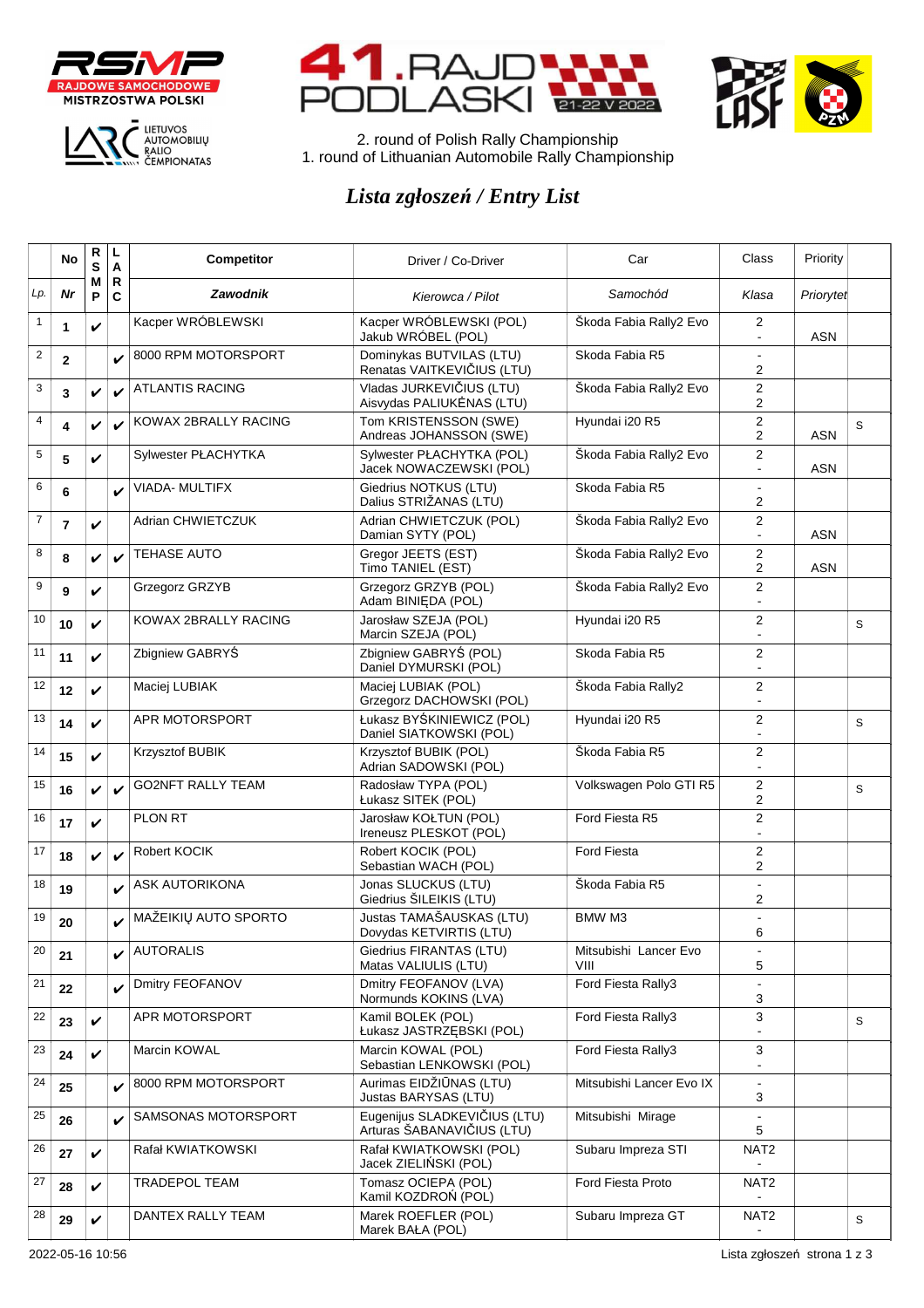RSMP RAJDOWE SAMOCHODOWE MISTRZOSTWA POLSKI

LARC LIETUVOS AUTOMOBILIŲ RALIO ČEMPIONATAS

41. RAJD PODLASKI 21-22 V 2022

2. round of Polish Rally Championship
1. round of Lithuanian Automobile Rally Championship

# *Lista zgłoszeń / Entry List*

| Lp. | No / Nr | RSMP | LARC | Competitor / Zawodnik | Driver / Co-Driver (Kierowca / Pilot) | Car / Samochód | Class / Klasa | Priority / Priorytet | |
|---|---|---|---|---|---|---|---|---|---|
| 1 | 1 | ✔ | | Kacper WRÓBLEWSKI | Kacper WRÓBLEWSKI (POL)<br>Jakub WRÓBEL (POL) | Škoda Fabia Rally2 Evo | 2<br>- | ASN | |
| 2 | 2 | | ✔ | 8000 RPM MOTORSPORT | Dominykas BUTVILAS (LTU)<br>Renatas VAITKEVIČIUS (LTU) | Skoda Fabia R5 | -<br>2 | | |
| 3 | 3 | ✔ | ✔ | ATLANTIS RACING | Vladas JURKEVIČIUS (LTU)<br>Aisvydas PALIUKĖNAS (LTU) | Škoda Fabia Rally2 Evo | 2<br>2 | | |
| 4 | 4 | ✔ | ✔ | KOWAX 2BRALLY RACING | Tom KRISTENSSON (SWE)<br>Andreas JOHANSSON (SWE) | Hyundai i20 R5 | 2<br>2 | ASN | S |
| 5 | 5 | ✔ | | Sylwester PŁACHYTKA | Sylwester PŁACHYTKA (POL)<br>Jacek NOWACZEWSKI (POL) | Škoda Fabia Rally2 Evo | 2<br>- | ASN | |
| 6 | 6 | | ✔ | VIADA- MULTIFX | Giedrius NOTKUS (LTU)<br>Dalius STRIŽANAS (LTU) | Skoda Fabia R5 | -<br>2 | | |
| 7 | 7 | ✔ | | Adrian CHWIETCZUK | Adrian CHWIETCZUK (POL)<br>Damian SYTY (POL) | Škoda Fabia Rally2 Evo | 2<br>- | ASN | |
| 8 | 8 | ✔ | ✔ | TEHASE AUTO | Gregor JEETS (EST)<br>Timo TANIEL (EST) | Škoda Fabia Rally2 Evo | 2<br>2 | ASN | |
| 9 | 9 | ✔ | | Grzegorz GRZYB | Grzegorz GRZYB (POL)<br>Adam BINIĘDA (POL) | Škoda Fabia Rally2 Evo | 2<br>- | | |
| 10 | 10 | ✔ | | KOWAX 2BRALLY RACING | Jarosław SZEJA (POL)<br>Marcin SZEJA (POL) | Hyundai i20 R5 | 2<br>- | | S |
| 11 | 11 | ✔ | | Zbigniew GABRYŚ | Zbigniew GABRYŚ (POL)<br>Daniel DYMURSKI (POL) | Skoda Fabia R5 | 2<br>- | | |
| 12 | 12 | ✔ | | Maciej LUBIAK | Maciej LUBIAK (POL)<br>Grzegorz DACHOWSKI (POL) | Škoda Fabia Rally2 | 2<br>- | | |
| 13 | 14 | ✔ | | APR MOTORSPORT | Łukasz BYŚKINIEWICZ (POL)<br>Daniel SIATKOWSKI (POL) | Hyundai i20 R5 | 2<br>- | | S |
| 14 | 15 | ✔ | | Krzysztof BUBIK | Krzysztof BUBIK (POL)<br>Adrian SADOWSKI (POL) | Škoda Fabia R5 | 2<br>- | | |
| 15 | 16 | ✔ | ✔ | GO2NFT RALLY TEAM | Radosław TYPA (POL)<br>Łukasz SITEK (POL) | Volkswagen Polo GTI R5 | 2<br>2 | | S |
| 16 | 17 | ✔ | | PLON RT | Jarosław KOŁTUN (POL)<br>Ireneusz PLESKOT (POL) | Ford Fiesta R5 | 2<br>- | | |
| 17 | 18 | ✔ | ✔ | Robert KOCIK | Robert KOCIK (POL)<br>Sebastian WACH (POL) | Ford Fiesta | 2<br>2 | | |
| 18 | 19 | | ✔ | ASK AUTORIKONA | Jonas SLUCKUS (LTU)<br>Giedrius ŠILEIKIS (LTU) | Škoda Fabia R5 | -<br>2 | | |
| 19 | 20 | | ✔ | MAŽEIKIŲ AUTO SPORTO | Justas TAMAŠAUSKAS (LTU)<br>Dovydas KETVIRTIS (LTU) | BMW M3 | -<br>6 | | |
| 20 | 21 | | ✔ | AUTORALIS | Giedrius FIRANTAS (LTU)<br>Matas VALIULIS (LTU) | Mitsubishi Lancer Evo VIII | -<br>5 | | |
| 21 | 22 | | ✔ | Dmitry FEOFANOV | Dmitry FEOFANOV (LVA)<br>Normunds KOKINS (LVA) | Ford Fiesta Rally3 | -<br>3 | | |
| 22 | 23 | ✔ | | APR MOTORSPORT | Kamil BOLEK (POL)<br>Łukasz JASTRZĘBSKI (POL) | Ford Fiesta Rally3 | 3<br>- | | S |
| 23 | 24 | ✔ | | Marcin KOWAL | Marcin KOWAL (POL)<br>Sebastian LENKOWSKI (POL) | Ford Fiesta Rally3 | 3<br>- | | |
| 24 | 25 | | ✔ | 8000 RPM MOTORSPORT | Aurimas EIDŽIŪNAS (LTU)<br>Justas BARYSAS (LTU) | Mitsubishi Lancer Evo IX | -<br>3 | | |
| 25 | 26 | | ✔ | SAMSONAS MOTORSPORT | Eugenijus SLADKEVIČIUS (LTU)<br>Arturas ŠABANAVIČIUS (LTU) | Mitsubishi Mirage | -<br>5 | | |
| 26 | 27 | ✔ | | Rafał KWIATKOWSKI | Rafał KWIATKOWSKI (POL)<br>Jacek ZIELIŃSKI (POL) | Subaru Impreza STI | NAT2<br>- | | |
| 27 | 28 | ✔ | | TRADEPOL TEAM | Tomasz OCIEPA (POL)<br>Kamil KOZDROŃ (POL) | Ford Fiesta Proto | NAT2<br>- | | |
| 28 | 29 | ✔ | | DANTEX RALLY TEAM | Marek ROEFLER (POL)<br>Marek BAŁA (POL) | Subaru Impreza GT | NAT2<br>- | | S |

2022-05-16 10:56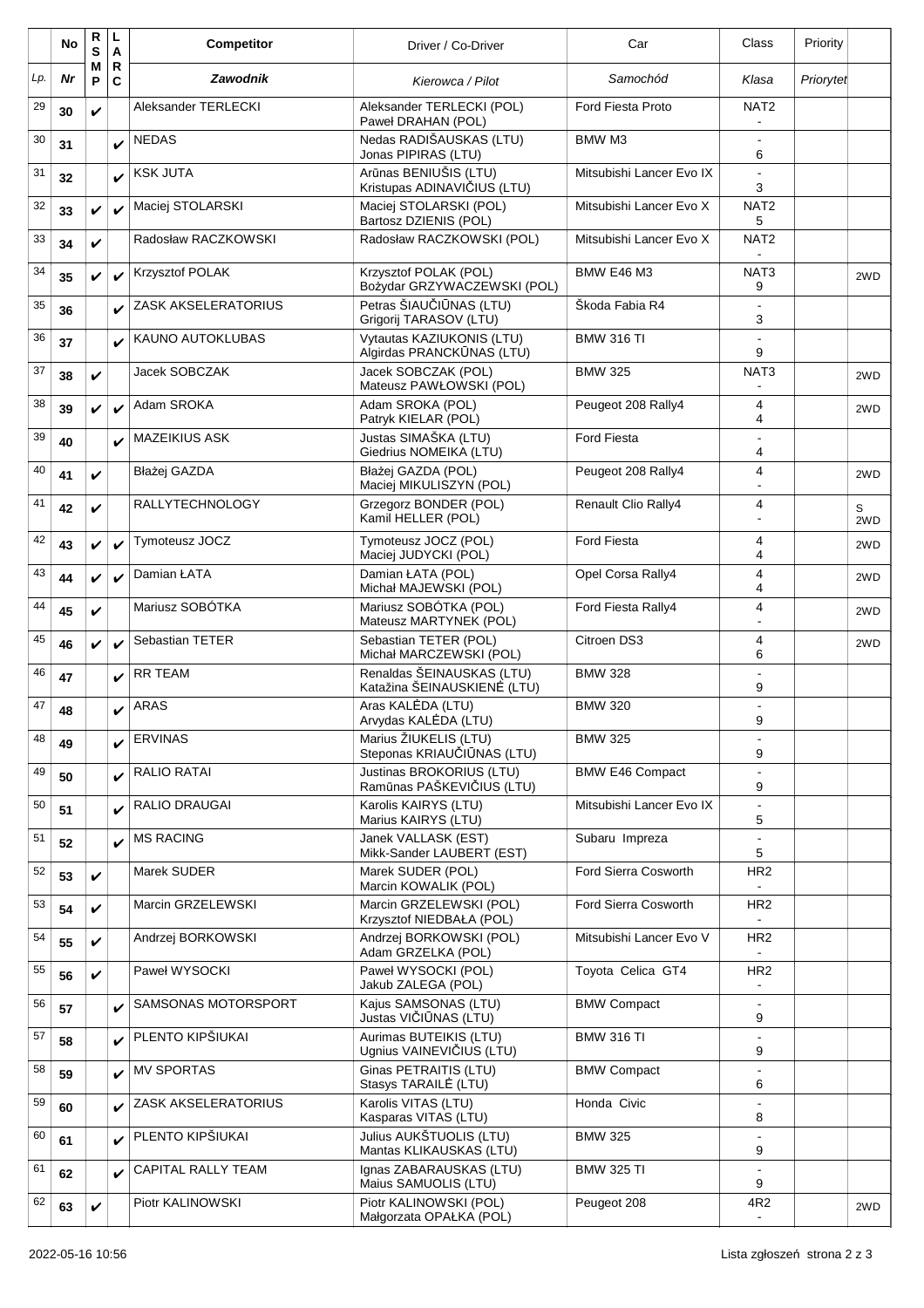| Lp. | No<br>Nr | RSMP | LARC | Competitor<br>*Zawodnik* | Driver / Co-Driver<br>*Kierowca / Pilot* | Car<br>*Samochód* | Class<br>*Klasa* | Priority<br>*Priorytet* | |
|---|---|---|---|---|---|---|---|---|---|
| 29 | 30 | ✔ | | Aleksander TERLECKI | Aleksander TERLECKI (POL)<br>Paweł DRAHAN (POL) | Ford Fiesta Proto | NAT2<br>- | | |
| 30 | 31 | | ✔ | NEDAS | Nedas RADIŠAUSKAS (LTU)<br>Jonas PIPIRAS (LTU) | BMW M3 | -<br>6 | | |
| 31 | 32 | | ✔ | KSK JUTA | Arūnas BENIUŠIS (LTU)<br>Kristupas ADINAVIČIUS (LTU) | Mitsubishi Lancer Evo IX | -<br>3 | | |
| 32 | 33 | ✔ | ✔ | Maciej STOLARSKI | Maciej STOLARSKI (POL)<br>Bartosz DZIENIS (POL) | Mitsubishi Lancer Evo X | NAT2<br>5 | | |
| 33 | 34 | ✔ | | Radosław RACZKOWSKI | Radosław RACZKOWSKI (POL) | Mitsubishi Lancer Evo X | NAT2<br>- | | |
| 34 | 35 | ✔ | ✔ | Krzysztof POLAK | Krzysztof POLAK (POL)<br>Bożydar GRZYWACZEWSKI (POL) | BMW E46 M3 | NAT3<br>9 | | 2WD |
| 35 | 36 | | ✔ | ZASK AKSELERATORIUS | Petras ŠIAUČIŪNAS (LTU)<br>Grigorij TARASOV (LTU) | Škoda Fabia R4 | -<br>3 | | |
| 36 | 37 | | ✔ | KAUNO AUTOKLUBAS | Vytautas KAZIUKONIS (LTU)<br>Algirdas PRANCKŪNAS (LTU) | BMW 316 TI | -<br>9 | | |
| 37 | 38 | ✔ | | Jacek SOBCZAK | Jacek SOBCZAK (POL)<br>Mateusz PAWŁOWSKI (POL) | BMW 325 | NAT3<br>- | | 2WD |
| 38 | 39 | ✔ | ✔ | Adam SROKA | Adam SROKA (POL)<br>Patryk KIELAR (POL) | Peugeot 208 Rally4 | 4<br>4 | | 2WD |
| 39 | 40 | | ✔ | MAZEIKIUS ASK | Justas SIMAŠKA (LTU)<br>Giedrius NOMEIKA (LTU) | Ford Fiesta | -<br>4 | | |
| 40 | 41 | ✔ | | Błażej GAZDA | Błażej GAZDA (POL)<br>Maciej MIKULISZYN (POL) | Peugeot 208 Rally4 | 4<br>- | | 2WD |
| 41 | 42 | ✔ | | RALLYTECHNOLOGY | Grzegorz BONDER (POL)<br>Kamil HELLER (POL) | Renault Clio Rally4 | 4<br>- | | S<br>2WD |
| 42 | 43 | ✔ | ✔ | Tymoteusz JOCZ | Tymoteusz JOCZ (POL)<br>Maciej JUDYCKI (POL) | Ford Fiesta | 4<br>4 | | 2WD |
| 43 | 44 | ✔ | ✔ | Damian ŁATA | Damian ŁATA (POL)<br>Michał MAJEWSKI (POL) | Opel Corsa Rally4 | 4<br>4 | | 2WD |
| 44 | 45 | ✔ | | Mariusz SOBÓTKA | Mariusz SOBÓTKA (POL)<br>Mateusz MARTYNEK (POL) | Ford Fiesta Rally4 | 4<br>- | | 2WD |
| 45 | 46 | ✔ | ✔ | Sebastian TETER | Sebastian TETER (POL)<br>Michał MARCZEWSKI (POL) | Citroen DS3 | 4<br>6 | | 2WD |
| 46 | 47 | | ✔ | RR TEAM | Renaldas ŠEINAUSKAS (LTU)<br>Katažina ŠEINAUSKIENĖ (LTU) | BMW 328 | -<br>9 | | |
| 47 | 48 | | ✔ | ARAS | Aras KALĖDA (LTU)<br>Arvydas KALĖDA (LTU) | BMW 320 | -<br>9 | | |
| 48 | 49 | | ✔ | ERVINAS | Marius ŽIUKELIS (LTU)<br>Steponas KRIAUČIŪNAS (LTU) | BMW 325 | -<br>9 | | |
| 49 | 50 | | ✔ | RALIO RATAI | Justinas BROKORIUS (LTU)<br>Ramūnas PAŠKEVIČIUS (LTU) | BMW E46 Compact | -<br>9 | | |
| 50 | 51 | | ✔ | RALIO DRAUGAI | Karolis KAIRYS (LTU)<br>Marius KAIRYS (LTU) | Mitsubishi Lancer Evo IX | -<br>5 | | |
| 51 | 52 | | ✔ | MS RACING | Janek VALLASK (EST)<br>Mikk-Sander LAUBERT (EST) | Subaru Impreza | -<br>5 | | |
| 52 | 53 | ✔ | | Marek SUDER | Marek SUDER (POL)<br>Marcin KOWALIK (POL) | Ford Sierra Cosworth | HR2<br>- | | |
| 53 | 54 | ✔ | | Marcin GRZELEWSKI | Marcin GRZELEWSKI (POL)<br>Krzysztof NIEDBAŁA (POL) | Ford Sierra Cosworth | HR2<br>- | | |
| 54 | 55 | ✔ | | Andrzej BORKOWSKI | Andrzej BORKOWSKI (POL)<br>Adam GRZELKA (POL) | Mitsubishi Lancer Evo V | HR2<br>- | | |
| 55 | 56 | ✔ | | Paweł WYSOCKI | Paweł WYSOCKI (POL)<br>Jakub ZALEGA (POL) | Toyota Celica GT4 | HR2<br>- | | |
| 56 | 57 | | ✔ | SAMSONAS MOTORSPORT | Kajus SAMSONAS (LTU)<br>Justas VIČIŪNAS (LTU) | BMW Compact | -<br>9 | | |
| 57 | 58 | | ✔ | PLENTO KIPŠIUKAI | Aurimas BUTEIKIS (LTU)<br>Ugnius VAINEVIČIUS (LTU) | BMW 316 TI | -<br>9 | | |
| 58 | 59 | | ✔ | MV SPORTAS | Ginas PETRAITIS (LTU)<br>Stasys TARAILĖ (LTU) | BMW Compact | -<br>6 | | |
| 59 | 60 | | ✔ | ZASK AKSELERATORIUS | Karolis VITAS (LTU)<br>Kasparas VITAS (LTU) | Honda Civic | -<br>8 | | |
| 60 | 61 | | ✔ | PLENTO KIPŠIUKAI | Julius AUKŠTUOLIS (LTU)<br>Mantas KLIKAUSKAS (LTU) | BMW 325 | -<br>9 | | |
| 61 | 62 | | ✔ | CAPITAL RALLY TEAM | Ignas ZABARAUSKAS (LTU)<br>Maius SAMUOLIS (LTU) | BMW 325 TI | -<br>9 | | |
| 62 | 63 | ✔ | | Piotr KALINOWSKI | Piotr KALINOWSKI (POL)<br>Małgorzata OPAŁKA (POL) | Peugeot 208 | 4R2<br>- | | 2WD |

2022-05-16 10:56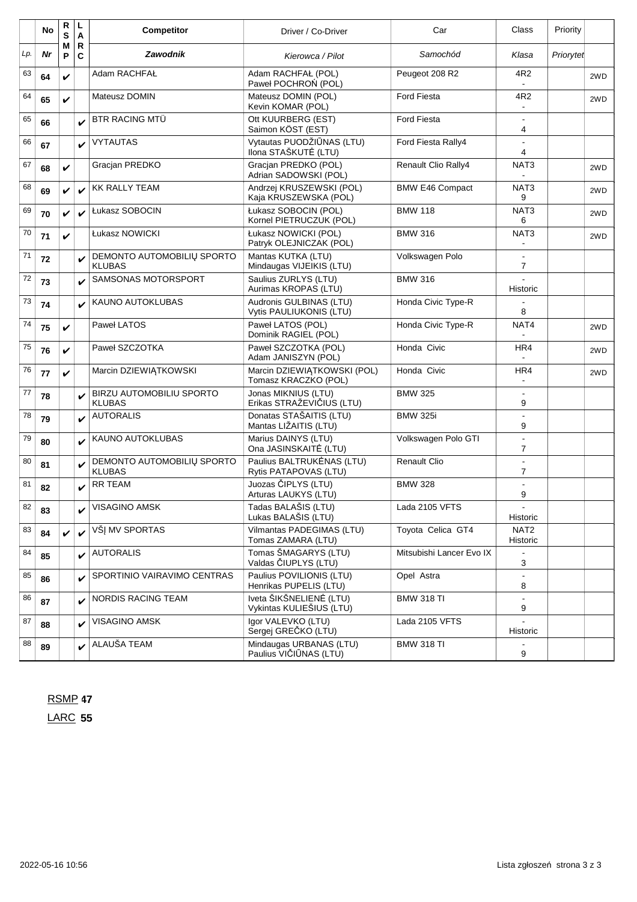| Lp. | No / Nr | RSMP | LARC | Competitor / Zawodnik | Driver / Co-Driver / Kierowca / Pilot | Car / Samochód | Class / Klasa | Priority / Priorytet | |
|---|---|---|---|---|---|---|---|---|---|
| 63 | 64 | ✔ | | Adam RACHFAŁ | Adam RACHFAŁ (POL)<br>Paweł POCHROŃ (POL) | Peugeot 208 R2 | 4R2<br>- | | 2WD |
| 64 | 65 | ✔ | | Mateusz DOMIN | Mateusz DOMIN (POL)<br>Kevin KOMAR (POL) | Ford Fiesta | 4R2<br>- | | 2WD |
| 65 | 66 | | ✔ | BTR RACING MTÜ | Ott KUURBERG (EST)<br>Saimon KÖST (EST) | Ford Fiesta | -<br>4 | | |
| 66 | 67 | | ✔ | VYTAUTAS | Vytautas PUODŽIŪNAS (LTU)<br>Ilona STAŠKUTĖ (LTU) | Ford Fiesta Rally4 | -<br>4 | | |
| 67 | 68 | ✔ | | Gracjan PREDKO | Gracjan PREDKO (POL)<br>Adrian SADOWSKI (POL) | Renault Clio Rally4 | NAT3<br>- | | 2WD |
| 68 | 69 | ✔ | ✔ | KK RALLY TEAM | Andrzej KRUSZEWSKI (POL)<br>Kaja KRUSZEWSKA (POL) | BMW E46 Compact | NAT3<br>9 | | 2WD |
| 69 | 70 | ✔ | ✔ | Łukasz SOBOCIN | Łukasz SOBOCIN (POL)<br>Kornel PIETRUCZUK (POL) | BMW 118 | NAT3<br>6 | | 2WD |
| 70 | 71 | ✔ | | Łukasz NOWICKI | Łukasz NOWICKI (POL)<br>Patryk OLEJNICZAK (POL) | BMW 316 | NAT3<br>- | | 2WD |
| 71 | 72 | | ✔ | DEMONTO AUTOMOBILIŲ SPORTO KLUBAS | Mantas KUTKA (LTU)<br>Mindaugas VIJEIKIS (LTU) | Volkswagen Polo | -<br>7 | | |
| 72 | 73 | | ✔ | SAMSONAS MOTORSPORT | Saulius ZURLYS (LTU)<br>Aurimas KROPAS (LTU) | BMW 316 | -<br>Historic | | |
| 73 | 74 | | ✔ | KAUNO AUTOKLUBAS | Audronis GULBINAS (LTU)<br>Vytis PAULIUKONIS (LTU) | Honda Civic Type-R | -<br>8 | | |
| 74 | 75 | ✔ | | Paweł LATOS | Paweł LATOS (POL)<br>Dominik RAGIEL (POL) | Honda Civic Type-R | NAT4<br>- | | 2WD |
| 75 | 76 | ✔ | | Paweł SZCZOTKA | Paweł SZCZOTKA (POL)<br>Adam JANISZYN (POL) | Honda Civic | HR4<br>- | | 2WD |
| 76 | 77 | ✔ | | Marcin DZIEWIĄTKOWSKI | Marcin DZIEWIĄTKOWSKI (POL)<br>Tomasz KRACZKO (POL) | Honda Civic | HR4<br>- | | 2WD |
| 77 | 78 | | ✔ | BIRZU AUTOMOBILIU SPORTO KLUBAS | Jonas MIKNIUS (LTU)<br>Erikas STRAŽEVIČIUS (LTU) | BMW 325 | -<br>9 | | |
| 78 | 79 | | ✔ | AUTORALIS | Donatas STAŠAITIS (LTU)<br>Mantas LIŽAITIS (LTU) | BMW 325i | -<br>9 | | |
| 79 | 80 | | ✔ | KAUNO AUTOKLUBAS | Marius DAINYS (LTU)<br>Ona JASINSKAITĖ (LTU) | Volkswagen Polo GTI | -<br>7 | | |
| 80 | 81 | | ✔ | DEMONTO AUTOMOBILIŲ SPORTO KLUBAS | Paulius BALTRUKĖNAS (LTU)<br>Rytis PATAPOVAS (LTU) | Renault Clio | -<br>7 | | |
| 81 | 82 | | ✔ | RR TEAM | Juozas ČIPLYS (LTU)<br>Arturas LAUKYS (LTU) | BMW 328 | -<br>9 | | |
| 82 | 83 | | ✔ | VISAGINO AMSK | Tadas BALAŠIS (LTU)<br>Lukas BALAŠIS (LTU) | Lada 2105 VFTS | -<br>Historic | | |
| 83 | 84 | ✔ | ✔ | VŠĮ MV SPORTAS | Vilmantas PADEGIMAS (LTU)<br>Tomas ZAMARA (LTU) | Toyota Celica GT4 | NAT2<br>Historic | | |
| 84 | 85 | | ✔ | AUTORALIS | Tomas ŠMAGARYS (LTU)<br>Valdas ČIUPLYS (LTU) | Mitsubishi Lancer Evo IX | -<br>3 | | |
| 85 | 86 | | ✔ | SPORTINIO VAIRAVIMO CENTRAS | Paulius POVILIONIS (LTU)<br>Henrikas PUPELIS (LTU) | Opel Astra | -<br>8 | | |
| 86 | 87 | | ✔ | NORDIS RACING TEAM | Iveta ŠIKŠNELIENĖ (LTU)<br>Vykintas KULIEŠIUS (LTU) | BMW 318 TI | -<br>9 | | |
| 87 | 88 | | ✔ | VISAGINO AMSK | Igor VALEVKO (LTU)<br>Sergej GREČKO (LTU) | Lada 2105 VFTS | -<br>Historic | | |
| 88 | 89 | | ✔ | ALAUŠA TEAM | Mindaugas URBANAS (LTU)<br>Paulius VIČIŪNAS (LTU) | BMW 318 TI | -<br>9 | | |

RSMP **47**

LARC **55**

2022-05-16 10:56

Lista zgłoszeń